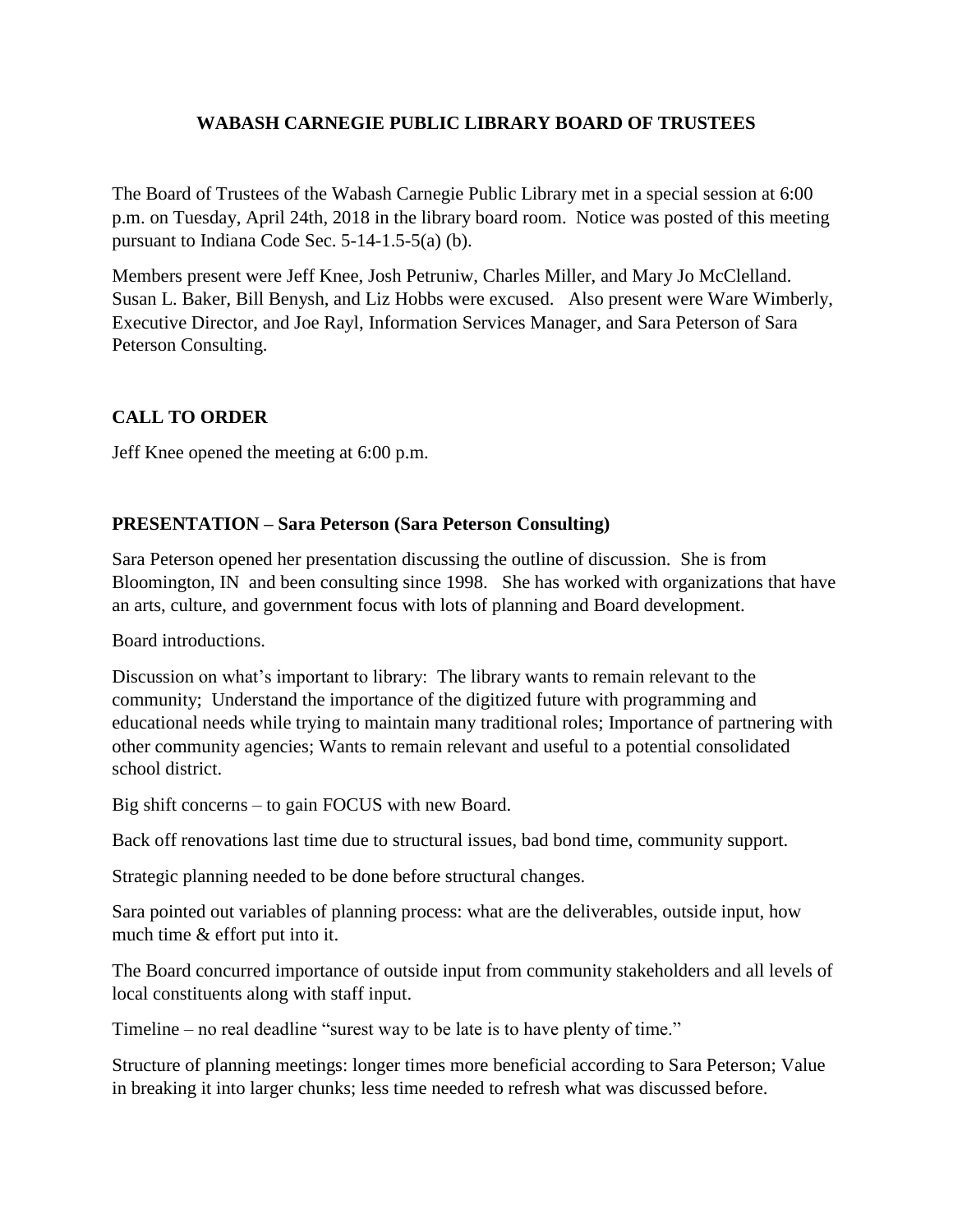# WABASH CARNEGIE PUBLIC LIBRARY BOARD OF TRUSTEES

The Board of Trustees of the Wabash Carnegie Public Library met in a special session at 6:00 p.m. on Tuesday, April 24th, 2018 in the library board room. Notice was posted of this meeting pursuant to Indiana Code Sec. 5-14-1.5-5(a) (b).

Members present were Jeff Knee, Josh Petruniw, Charles Miller, and Mary Jo McClelland. Susan L. Baker, Bill Benysh, and Liz Hobbs were excused. Also present were Ware Wimberly, Executive Director, and Joe Rayl, Information Services Manager, and Sara Peterson of Sara Peterson Consulting.

## CALL TO ORDER

Jeff Knee opened the meeting at 6:00 p.m.

## PRESENTATION – Sara Peterson (Sara Peterson Consulting)

Sara Peterson opened her presentation discussing the outline of discussion. She is from Bloomington, IN and been consulting since 1998. She has worked with organizations that have an arts, culture, and government focus with lots of planning and Board development.

Board introductions.

Discussion on what's important to library: The library wants to remain relevant to the community; Understand the importance of the digitized future with programming and educational needs while trying to maintain many traditional roles; Importance of partnering with other community agencies; Wants to remain relevant and useful to a potential consolidated school district.

Big shift concerns – to gain FOCUS with new Board.

Back off renovations last time due to structural issues, bad bond time, community support.

Strategic planning needed to be done before structural changes.

Sara pointed out variables of planning process: what are the deliverables, outside input, how much time & effort put into it.

The Board concurred importance of outside input from community stakeholders and all levels of local constituents along with staff input.

Timeline – no real deadline "surest way to be late is to have plenty of time."

Structure of planning meetings: longer times more beneficial according to Sara Peterson; Value in breaking it into larger chunks; less time needed to refresh what was discussed before.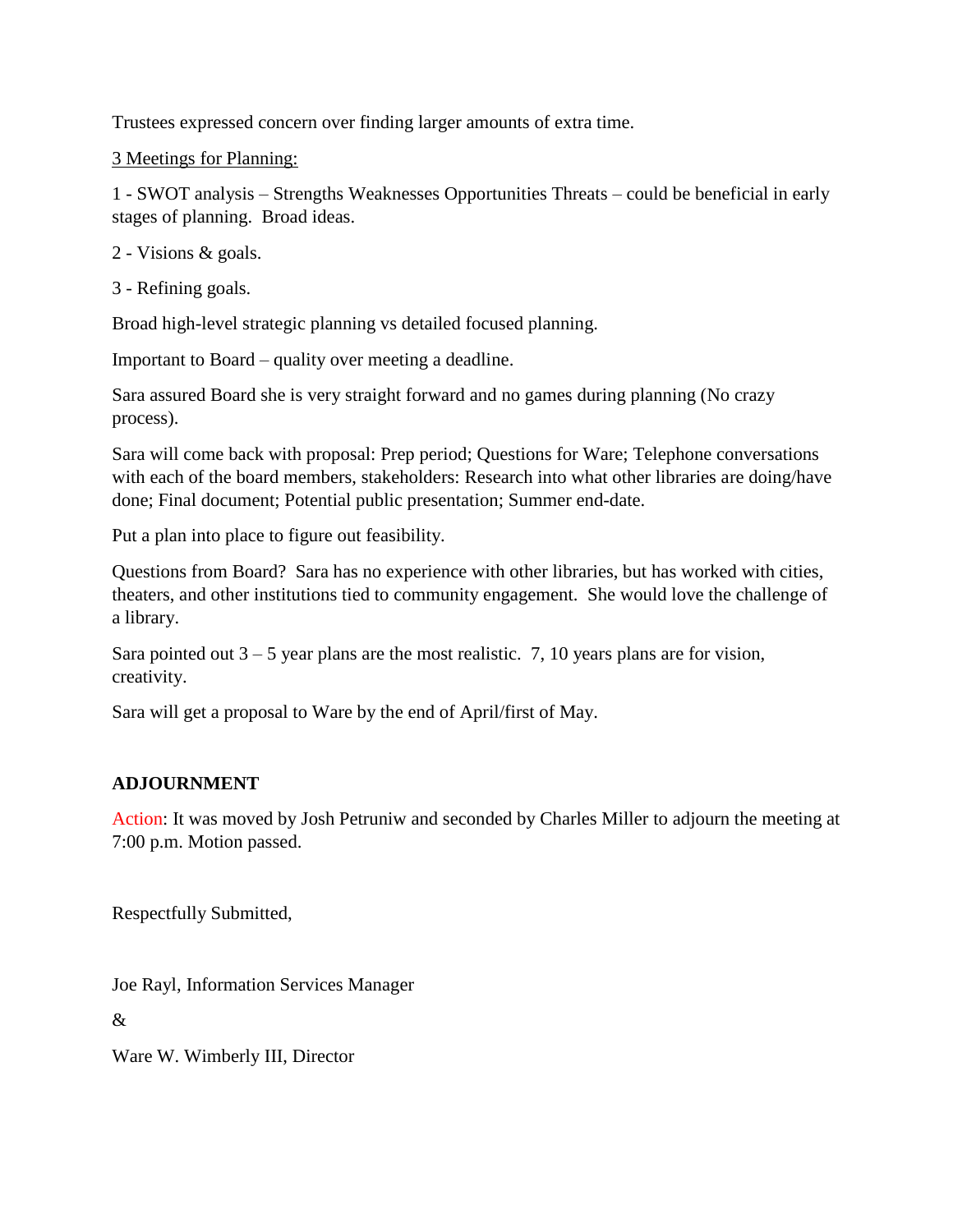Trustees expressed concern over finding larger amounts of extra time.

<u>3 Meetings for Planning:</u>

1 - SWOT analysis – Strengths Weaknesses Opportunities Threats – could be beneficial in early stages of planning.  Broad ideas.

2 - Visions & goals.

3 - Refining goals.

Broad high-level strategic planning vs detailed focused planning.

Important to Board – quality over meeting a deadline.

Sara assured Board she is very straight forward and no games during planning (No crazy process).

Sara will come back with proposal: Prep period; Questions for Ware; Telephone conversations with each of the board members, stakeholders: Research into what other libraries are doing/have done; Final document; Potential public presentation; Summer end-date.

Put a plan into place to figure out feasibility.

Questions from Board?  Sara has no experience with other libraries, but has worked with cities, theaters, and other institutions tied to community engagement.  She would love the challenge of a library.

Sara pointed out 3 – 5 year plans are the most realistic.  7, 10 years plans are for vision, creativity.

Sara will get a proposal to Ware by the end of April/first of May.

**ADJOURNMENT**

Action: It was moved by Josh Petruniw and seconded by Charles Miller to adjourn the meeting at 7:00 p.m. Motion passed.

Respectfully Submitted,

Joe Rayl, Information Services Manager

&

Ware W. Wimberly III, Director